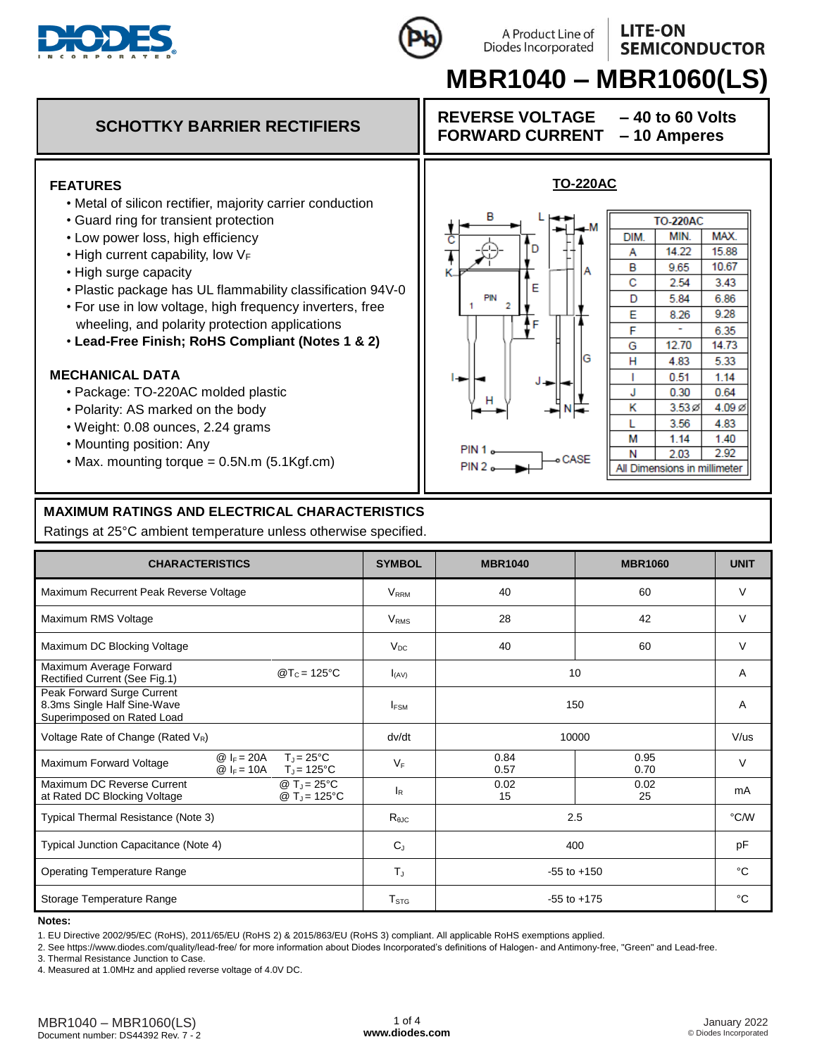# MBR1040 – MBR1060(LS)

A Product Line of Diodes Incorporated

LITE-ON SEMICONDUCTOR

## SCHOTTKY BARRIER RECTIFIERS

**REVERSE VOLTAGE – 40 to 60 Volts**
**FORWARD CURRENT – 10 Amperes**

### FEATURES

- Metal of silicon rectifier, majority carrier conduction
- Guard ring for transient protection
- Low power loss, high efficiency
- High current capability, low $V_F$
- High surge capacity
- Plastic package has UL flammability classification 94V-0
- For use in low voltage, high frequency inverters, free wheeling, and polarity protection applications
- **Lead-Free Finish; RoHS Compliant (Notes 1 & 2)**

### MECHANICAL DATA

- Package: TO-220AC molded plastic
- Polarity: AS marked on the body
- Weight: 0.08 ounces, 2.24 grams
- Mounting position: Any
- Max. mounting torque = 0.5N.m (5.1Kgf.cm)

### TO-220AC

| TO-220AC | | |
|---|---|---|
| DIM. | MIN. | MAX. |
| A | 14.22 | 15.88 |
| B | 9.65 | 10.67 |
| C | 2.54 | 3.43 |
| D | 5.84 | 6.86 |
| E | 8.26 | 9.28 |
| F | - | 6.35 |
| G | 12.70 | 14.73 |
| H | 4.83 | 5.33 |
| I | 0.51 | 1.14 |
| J | 0.30 | 0.64 |
| K | 3.53 Ø | 4.09 Ø |
| L | 3.56 | 4.83 |
| M | 1.14 | 1.40 |
| N | 2.03 | 2.92 |
| All Dimensions in millimeter | | |

PIN 1 — CASE
PIN 2

## MAXIMUM RATINGS AND ELECTRICAL CHARACTERISTICS

Ratings at 25°C ambient temperature unless otherwise specified.

| CHARACTERISTICS | SYMBOL | MBR1040 | MBR1060 | UNIT |
|---|---|---|---|---|
| Maximum Recurrent Peak Reverse Voltage | $V_{RRM}$ | 40 | 60 | V |
| Maximum RMS Voltage | $V_{RMS}$ | 28 | 42 | V |
| Maximum DC Blocking Voltage | $V_{DC}$ | 40 | 60 | V |
| Maximum Average Forward Rectified Current (See Fig.1) @$T_C$ = 125°C | $I_{(AV)}$ | 10 | | A |
| Peak Forward Surge Current 8.3ms Single Half Sine-Wave Superimposed on Rated Load | $I_{FSM}$ | 150 | | A |
| Voltage Rate of Change (Rated $V_R$) | dv/dt | 10000 | | V/us |
| Maximum Forward Voltage @ $I_F$ = 20A, $T_J$ = 25°C / @ $I_F$ = 10A, $T_J$ = 125°C | $V_F$ | 0.84 / 0.57 | 0.95 / 0.70 | V |
| Maximum DC Reverse Current at Rated DC Blocking Voltage @ $T_J$ = 25°C / @ $T_J$ = 125°C | $I_R$ | 0.02 / 15 | 0.02 / 25 | mA |
| Typical Thermal Resistance (Note 3) | $R_{θJC}$ | 2.5 | | °C/W |
| Typical Junction Capacitance (Note 4) | $C_J$ | 400 | | pF |
| Operating Temperature Range | $T_J$ | -55 to +150 | | °C |
| Storage Temperature Range | $T_{STG}$ | -55 to +175 | | °C |

**Notes:**

1. EU Directive 2002/95/EC (RoHS), 2011/65/EU (RoHS 2) & 2015/863/EU (RoHS 3) compliant. All applicable RoHS exemptions applied.
2. See https://www.diodes.com/quality/lead-free/ for more information about Diodes Incorporated's definitions of Halogen- and Antimony-free, "Green" and Lead-free.
3. Thermal Resistance Junction to Case.
4. Measured at 1.0MHz and applied reverse voltage of 4.0V DC.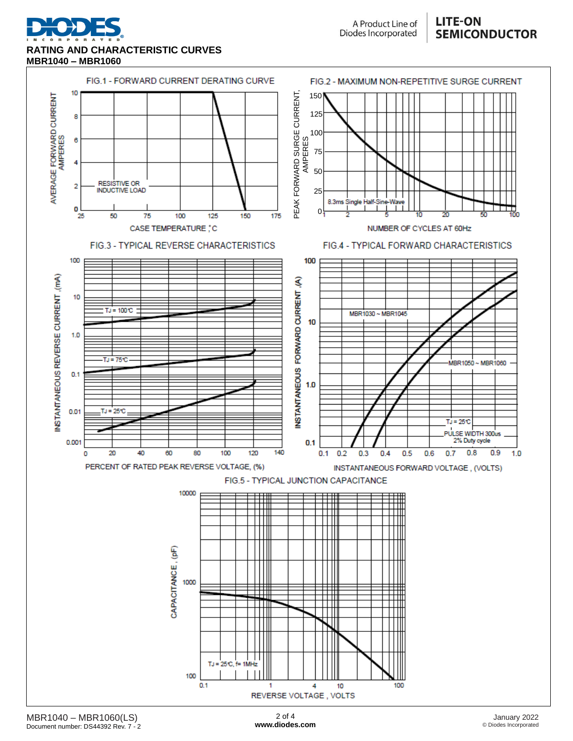## RATING AND CHARACTERISTIC CURVES

**MBR1040 – MBR1060**

FIG.1 - FORWARD CURRENT DERATING CURVE

AVERAGE FORWARD CURRENT AMPERES

RESISTIVE OR INDUCTIVE LOAD

CASE TEMPERATURE ,°C

FIG.2 - MAXIMUM NON-REPETITIVE SURGE CURRENT

PEAK FORWARD SURGE CURRENT, AMPERES

8.3ms Single Half-Sine-Wave

NUMBER OF CYCLES AT 60Hz

FIG.3 - TYPICAL REVERSE CHARACTERISTICS

INSTANTANEOUS REVERSE CURRENT ,(mA)

TJ = 100°C

TJ = 75°C

TJ = 25°C

PERCENT OF RATED PEAK REVERSE VOLTAGE, (%)

FIG.4 - TYPICAL FORWARD CHARACTERISTICS

INSTANTANEOUS FORWARD CURRENT ,(A)

MBR1030 ~ MBR1045

MBR1050 ~ MBR1060

TJ = 25°C
PULSE WIDTH 300us
2% Duty cycle

INSTANTANEOUS FORWARD VOLTAGE , (VOLTS)

FIG.5 - TYPICAL JUNCTION CAPACITANCE

CAPACITANCE , (pF)

TJ = 25°C, f= 1MHz

REVERSE VOLTAGE , VOLTS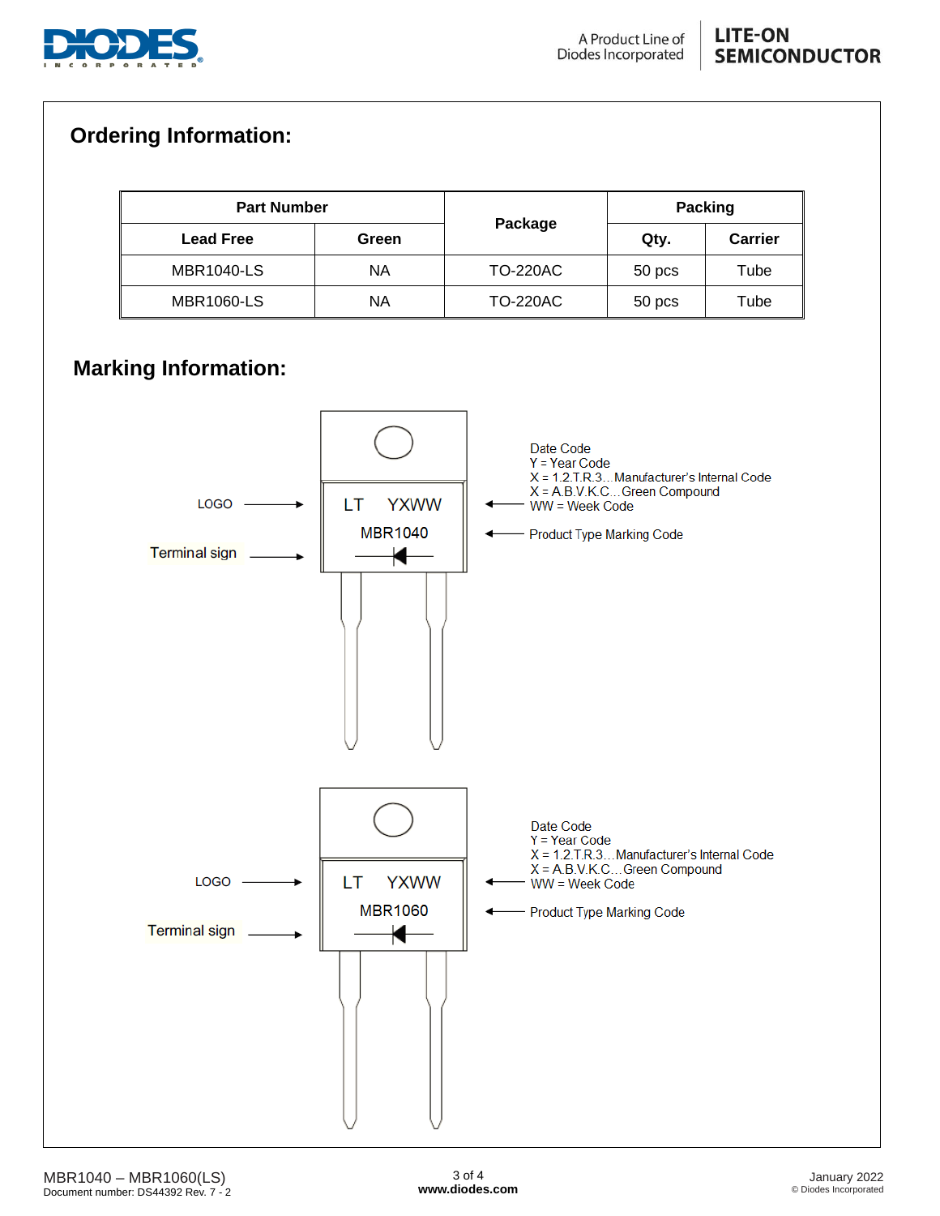## Ordering Information:

| Part Number | | Package | Packing | |
|---|---|---|---|---|
| Lead Free | Green | | Qty. | Carrier |
| MBR1040-LS | NA | TO-220AC | 50 pcs | Tube |
| MBR1060-LS | NA | TO-220AC | 50 pcs | Tube |

## Marking Information:

LOGO → LT YXWW

MBR1040 ← Product Type Marking Code

Terminal sign

Date Code
Y = Year Code
X = 1.2.T.R.3…Manufacturer's Internal Code
X = A.B.V.K.C…Green Compound
WW = Week Code

Product Type Marking Code

LOGO → LT YXWW

MBR1060 ← Product Type Marking Code

Terminal sign

Date Code
Y = Year Code
X = 1.2.T.R.3…Manufacturer's Internal Code
X = A.B.V.K.C…Green Compound
WW = Week Code

Product Type Marking Code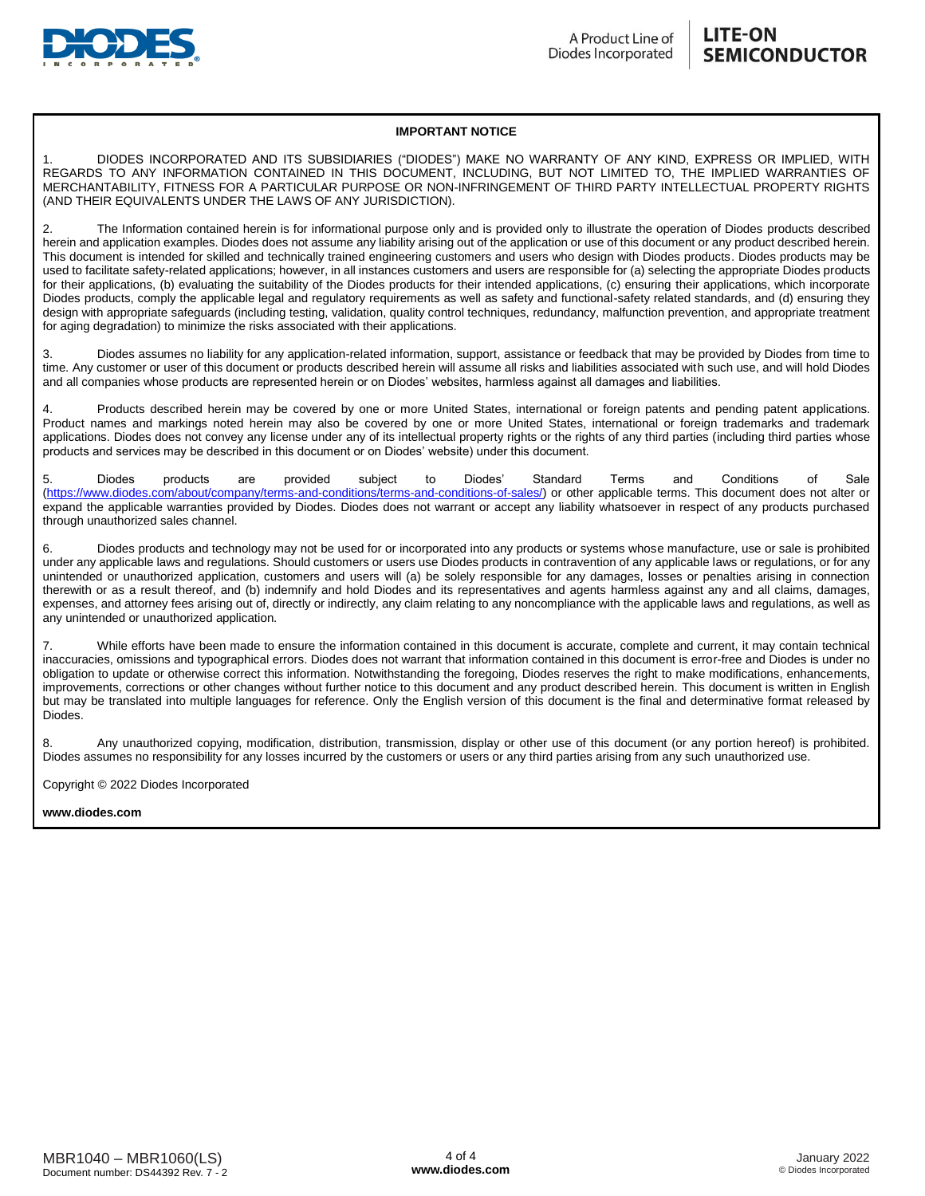## IMPORTANT NOTICE

1. DIODES INCORPORATED AND ITS SUBSIDIARIES ("DIODES") MAKE NO WARRANTY OF ANY KIND, EXPRESS OR IMPLIED, WITH REGARDS TO ANY INFORMATION CONTAINED IN THIS DOCUMENT, INCLUDING, BUT NOT LIMITED TO, THE IMPLIED WARRANTIES OF MERCHANTABILITY, FITNESS FOR A PARTICULAR PURPOSE OR NON-INFRINGEMENT OF THIRD PARTY INTELLECTUAL PROPERTY RIGHTS (AND THEIR EQUIVALENTS UNDER THE LAWS OF ANY JURISDICTION).

2. The Information contained herein is for informational purpose only and is provided only to illustrate the operation of Diodes products described herein and application examples. Diodes does not assume any liability arising out of the application or use of this document or any product described herein. This document is intended for skilled and technically trained engineering customers and users who design with Diodes products. Diodes products may be used to facilitate safety-related applications; however, in all instances customers and users are responsible for (a) selecting the appropriate Diodes products for their applications, (b) evaluating the suitability of the Diodes products for their intended applications, (c) ensuring their applications, which incorporate Diodes products, comply the applicable legal and regulatory requirements as well as safety and functional-safety related standards, and (d) ensuring they design with appropriate safeguards (including testing, validation, quality control techniques, redundancy, malfunction prevention, and appropriate treatment for aging degradation) to minimize the risks associated with their applications.

3. Diodes assumes no liability for any application-related information, support, assistance or feedback that may be provided by Diodes from time to time. Any customer or user of this document or products described herein will assume all risks and liabilities associated with such use, and will hold Diodes and all companies whose products are represented herein or on Diodes' websites, harmless against all damages and liabilities.

4. Products described herein may be covered by one or more United States, international or foreign patents and pending patent applications. Product names and markings noted herein may also be covered by one or more United States, international or foreign trademarks and trademark applications. Diodes does not convey any license under any of its intellectual property rights or the rights of any third parties (including third parties whose products and services may be described in this document or on Diodes' website) under this document.

5. Diodes products are provided subject to Diodes' Standard Terms and Conditions of Sale (https://www.diodes.com/about/company/terms-and-conditions/terms-and-conditions-of-sales/) or other applicable terms. This document does not alter or expand the applicable warranties provided by Diodes. Diodes does not warrant or accept any liability whatsoever in respect of any products purchased through unauthorized sales channel.

6. Diodes products and technology may not be used for or incorporated into any products or systems whose manufacture, use or sale is prohibited under any applicable laws and regulations. Should customers or users use Diodes products in contravention of any applicable laws or regulations, or for any unintended or unauthorized application, customers and users will (a) be solely responsible for any damages, losses or penalties arising in connection therewith or as a result thereof, and (b) indemnify and hold Diodes and its representatives and agents harmless against any and all claims, damages, expenses, and attorney fees arising out of, directly or indirectly, any claim relating to any noncompliance with the applicable laws and regulations, as well as any unintended or unauthorized application.

7. While efforts have been made to ensure the information contained in this document is accurate, complete and current, it may contain technical inaccuracies, omissions and typographical errors. Diodes does not warrant that information contained in this document is error-free and Diodes is under no obligation to update or otherwise correct this information. Notwithstanding the foregoing, Diodes reserves the right to make modifications, enhancements, improvements, corrections or other changes without further notice to this document and any product described herein. This document is written in English but may be translated into multiple languages for reference. Only the English version of this document is the final and determinative format released by Diodes.

8. Any unauthorized copying, modification, distribution, transmission, display or other use of this document (or any portion hereof) is prohibited. Diodes assumes no responsibility for any losses incurred by the customers or users or any third parties arising from any such unauthorized use.

Copyright © 2022 Diodes Incorporated

**www.diodes.com**